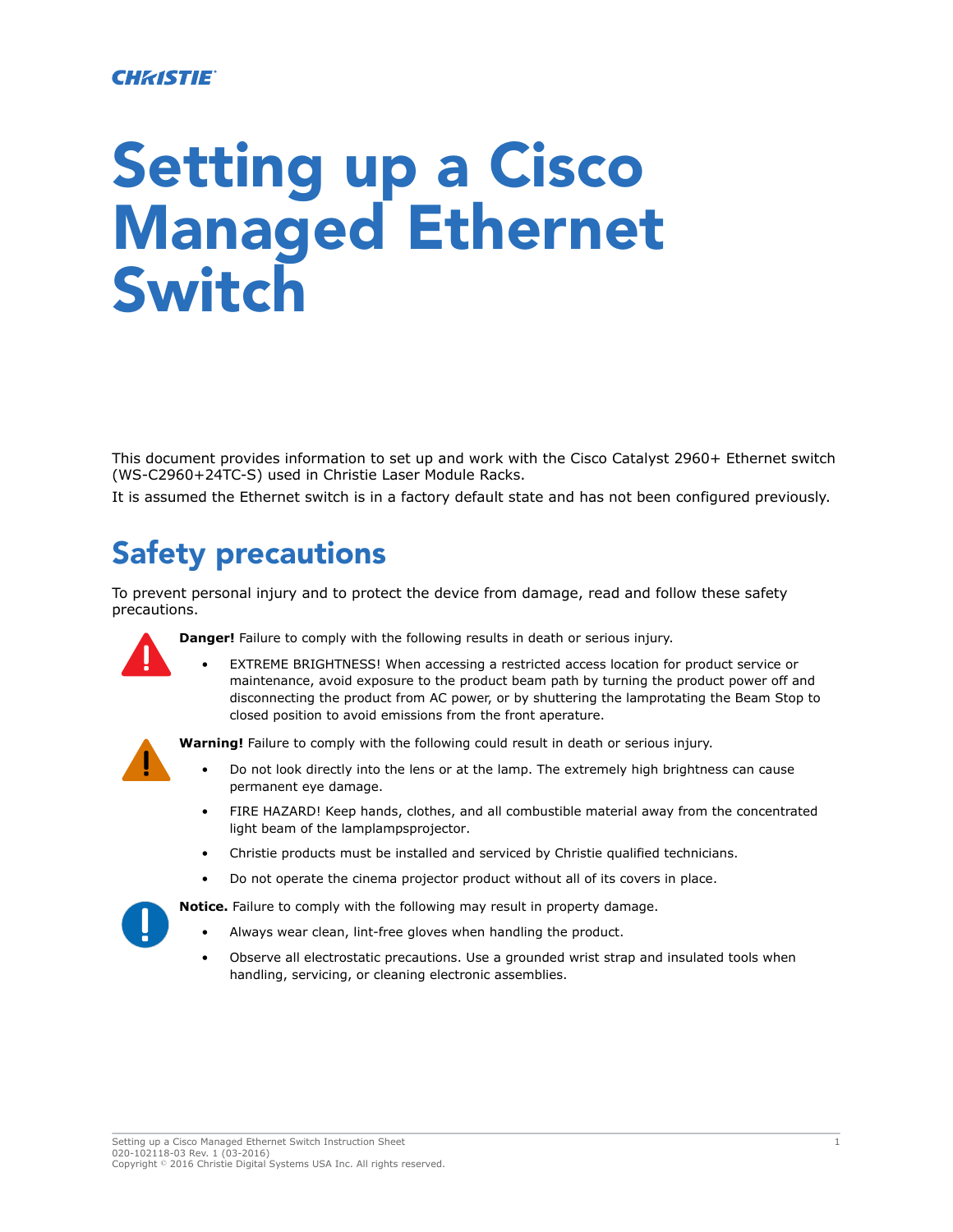# Setting up a Cisco Managed Ethernet Switch

This document provides information to set up and work with the Cisco Catalyst 2960+ Ethernet switch (WS-C2960+24TC-S) used in Christie Laser Module Racks.

It is assumed the Ethernet switch is in a factory default state and has not been configured previously.

## Safety precautions

To prevent personal injury and to protect the device from damage, read and follow these safety precautions.

**Danger!** Failure to comply with the following results in death or serious injury.

- EXTREME BRIGHTNESS! When accessing a restricted access location for product service or maintenance, avoid exposure to the product beam path by turning the product power off and disconnecting the product from AC power, or by shuttering the lamprotating the Beam Stop to closed position to avoid emissions from the front aperature.

**Warning!** Failure to comply with the following could result in death or serious injury.

- Do not look directly into the lens or at the lamp. The extremely high brightness can cause permanent eye damage.
- FIRE HAZARD! Keep hands, clothes, and all combustible material away from the concentrated light beam of the lamplampsprojector.
- Christie products must be installed and serviced by Christie qualified technicians.
- Do not operate the cinema projector product without all of its covers in place.

**Notice.** Failure to comply with the following may result in property damage.

- Always wear clean, lint-free gloves when handling the product.
- Observe all electrostatic precautions. Use a grounded wrist strap and insulated tools when handling, servicing, or cleaning electronic assemblies.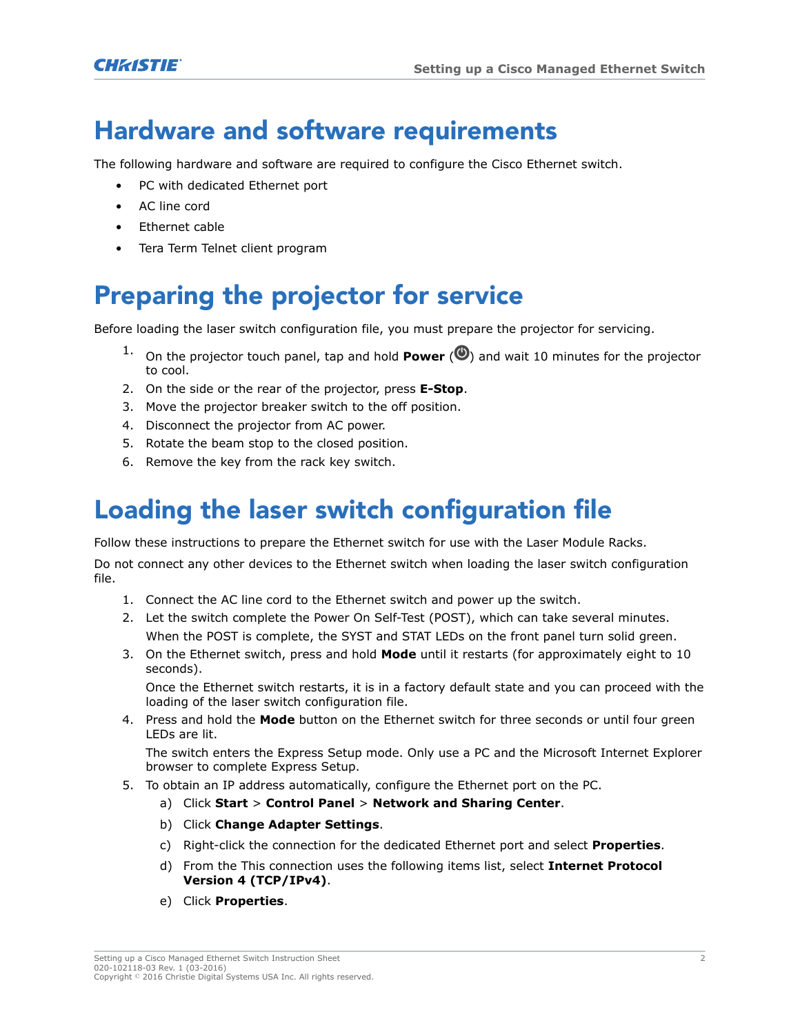# Hardware and software requirements

The following hardware and software are required to configure the Cisco Ethernet switch.

- PC with dedicated Ethernet port
- AC line cord
- Ethernet cable
- Tera Term Telnet client program

# Preparing the projector for service

Before loading the laser switch configuration file, you must prepare the projector for servicing.

1. On the projector touch panel, tap and hold **Power** (⏻) and wait 10 minutes for the projector to cool.
2. On the side or the rear of the projector, press **E-Stop**.
3. Move the projector breaker switch to the off position.
4. Disconnect the projector from AC power.
5. Rotate the beam stop to the closed position.
6. Remove the key from the rack key switch.

# Loading the laser switch configuration file

Follow these instructions to prepare the Ethernet switch for use with the Laser Module Racks.

Do not connect any other devices to the Ethernet switch when loading the laser switch configuration file.

1. Connect the AC line cord to the Ethernet switch and power up the switch.
2. Let the switch complete the Power On Self-Test (POST), which can take several minutes.

   When the POST is complete, the SYST and STAT LEDs on the front panel turn solid green.
3. On the Ethernet switch, press and hold **Mode** until it restarts (for approximately eight to 10 seconds).

   Once the Ethernet switch restarts, it is in a factory default state and you can proceed with the loading of the laser switch configuration file.
4. Press and hold the **Mode** button on the Ethernet switch for three seconds or until four green LEDs are lit.

   The switch enters the Express Setup mode. Only use a PC and the Microsoft Internet Explorer browser to complete Express Setup.
5. To obtain an IP address automatically, configure the Ethernet port on the PC.
   a) Click **Start** > **Control Panel** > **Network and Sharing Center**.
   b) Click **Change Adapter Settings**.
   c) Right-click the connection for the dedicated Ethernet port and select **Properties**.
   d) From the This connection uses the following items list, select **Internet Protocol Version 4 (TCP/IPv4)**.
   e) Click **Properties**.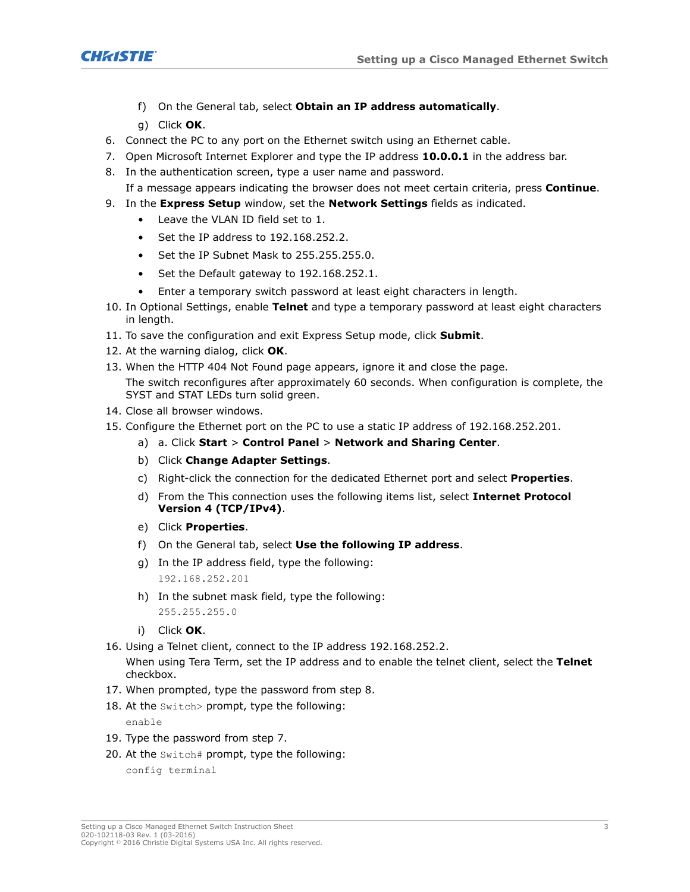f) On the General tab, select **Obtain an IP address automatically**.
   g) Click **OK**.
6. Connect the PC to any port on the Ethernet switch using an Ethernet cable.
7. Open Microsoft Internet Explorer and type the IP address **10.0.0.1** in the address bar.
8. In the authentication screen, type a user name and password.
   If a message appears indicating the browser does not meet certain criteria, press **Continue**.
9. In the **Express Setup** window, set the **Network Settings** fields as indicated.
   - Leave the VLAN ID field set to 1.
   - Set the IP address to 192.168.252.2.
   - Set the IP Subnet Mask to 255.255.255.0.
   - Set the Default gateway to 192.168.252.1.
   - Enter a temporary switch password at least eight characters in length.
10. In Optional Settings, enable **Telnet** and type a temporary password at least eight characters in length.
11. To save the configuration and exit Express Setup mode, click **Submit**.
12. At the warning dialog, click **OK**.
13. When the HTTP 404 Not Found page appears, ignore it and close the page.
    The switch reconfigures after approximately 60 seconds. When configuration is complete, the SYST and STAT LEDs turn solid green.
14. Close all browser windows.
15. Configure the Ethernet port on the PC to use a static IP address of 192.168.252.201.
    a) a. Click **Start** > **Control Panel** > **Network and Sharing Center**.
    b) Click **Change Adapter Settings**.
    c) Right-click the connection for the dedicated Ethernet port and select **Properties**.
    d) From the This connection uses the following items list, select **Internet Protocol Version 4 (TCP/IPv4)**.
    e) Click **Properties**.
    f) On the General tab, select **Use the following IP address**.
    g) In the IP address field, type the following:
       ```
       192.168.252.201
       ```
    h) In the subnet mask field, type the following:
       ```
       255.255.255.0
       ```
    i) Click **OK**.
16. Using a Telnet client, connect to the IP address 192.168.252.2.
    When using Tera Term, set the IP address and to enable the telnet client, select the **Telnet** checkbox.
17. When prompted, type the password from step 8.
18. At the `Switch>` prompt, type the following:
    ```
    enable
    ```
19. Type the password from step 7.
20. At the `Switch#` prompt, type the following:
    ```
    config terminal
    ```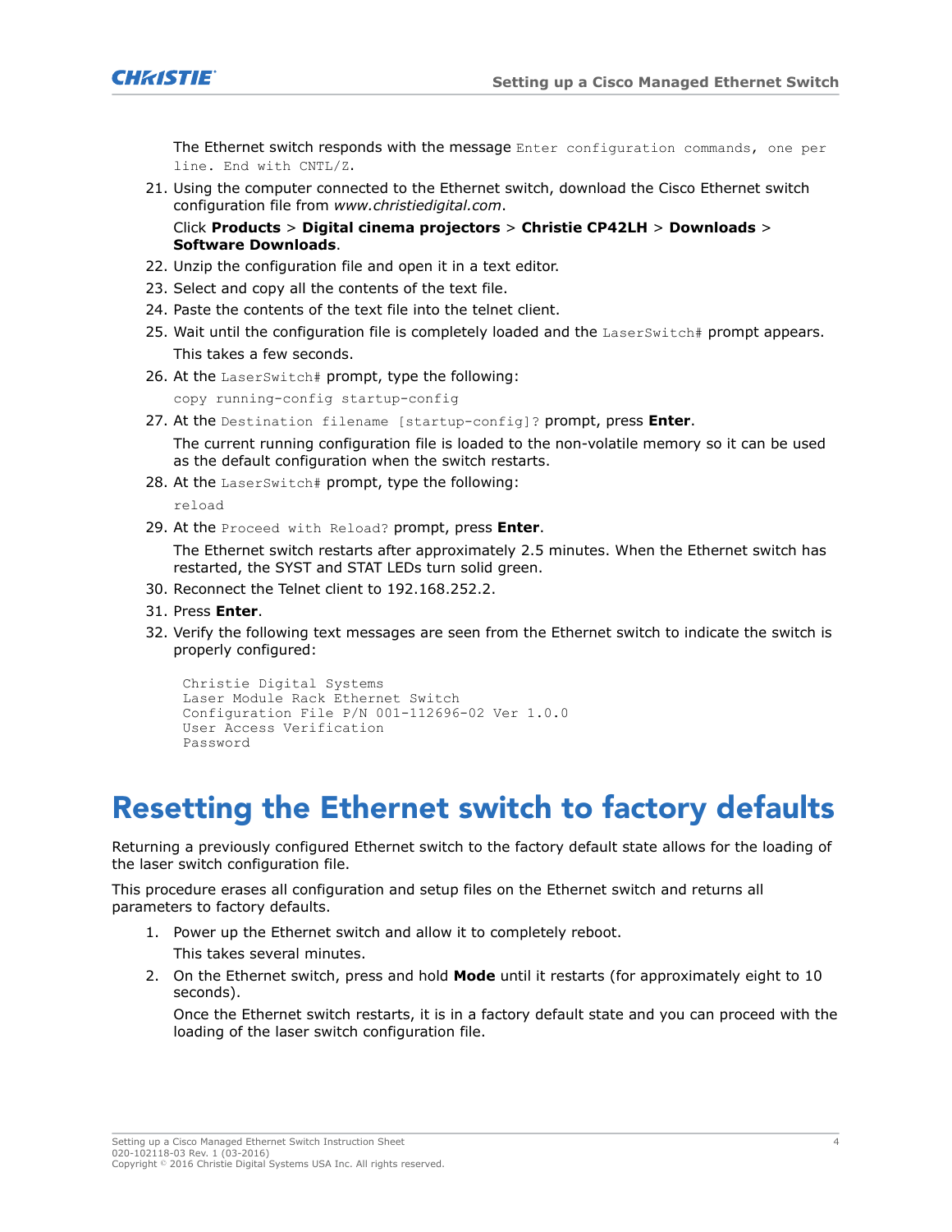The Ethernet switch responds with the message `Enter configuration commands, one per line. End with CNTL/Z.`

21. Using the computer connected to the Ethernet switch, download the Cisco Ethernet switch configuration file from *www.christiedigital.com*.

    Click **Products** > **Digital cinema projectors** > **Christie CP42LH** > **Downloads** > **Software Downloads**.
22. Unzip the configuration file and open it in a text editor.
23. Select and copy all the contents of the text file.
24. Paste the contents of the text file into the telnet client.
25. Wait until the configuration file is completely loaded and the `LaserSwitch#` prompt appears.

    This takes a few seconds.
26. At the `LaserSwitch#` prompt, type the following:

    ```
    copy running-config startup-config
    ```
27. At the `Destination filename [startup-config]?` prompt, press **Enter**.

    The current running configuration file is loaded to the non-volatile memory so it can be used as the default configuration when the switch restarts.
28. At the `LaserSwitch#` prompt, type the following:

    ```
    reload
    ```
29. At the `Proceed with Reload?` prompt, press **Enter**.

    The Ethernet switch restarts after approximately 2.5 minutes. When the Ethernet switch has restarted, the SYST and STAT LEDs turn solid green.
30. Reconnect the Telnet client to 192.168.252.2.
31. Press **Enter**.
32. Verify the following text messages are seen from the Ethernet switch to indicate the switch is properly configured:

    ```
    Christie Digital Systems
    Laser Module Rack Ethernet Switch
    Configuration File P/N 001-112696-02 Ver 1.0.0
    User Access Verification
    Password
    ```

# Resetting the Ethernet switch to factory defaults

Returning a previously configured Ethernet switch to the factory default state allows for the loading of the laser switch configuration file.

This procedure erases all configuration and setup files on the Ethernet switch and returns all parameters to factory defaults.

1. Power up the Ethernet switch and allow it to completely reboot.

   This takes several minutes.
2. On the Ethernet switch, press and hold **Mode** until it restarts (for approximately eight to 10 seconds).

   Once the Ethernet switch restarts, it is in a factory default state and you can proceed with the loading of the laser switch configuration file.